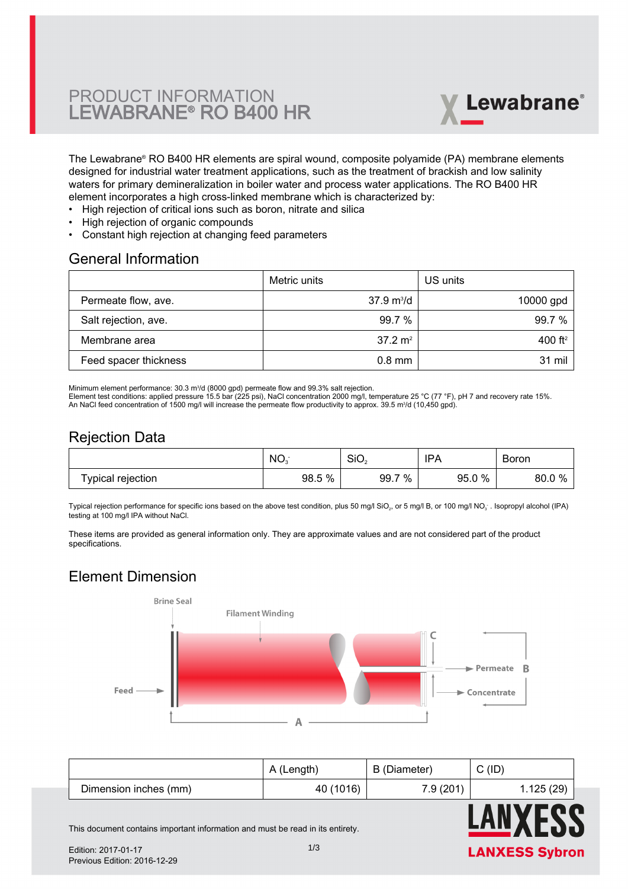# PRODUCT INFORMATION
# LEWABRANE® RO B400 HR

Lewabrane®

The Lewabrane® RO B400 HR elements are spiral wound, composite polyamide (PA) membrane elements designed for industrial water treatment applications, such as the treatment of brackish and low salinity waters for primary demineralization in boiler water and process water applications. The RO B400 HR element incorporates a high cross-linked membrane which is characterized by:

- High rejection of critical ions such as boron, nitrate and silica
- High rejection of organic compounds
- Constant high rejection at changing feed parameters

## General Information

| | Metric units | US units |
|---|---|---|
| Permeate flow, ave. | 37.9 m³/d | 10000 gpd |
| Salt rejection, ave. | 99.7 % | 99.7 % |
| Membrane area | 37.2 m² | 400 ft² |
| Feed spacer thickness | 0.8 mm | 31 mil |

Minimum element performance: 30.3 m³/d (8000 gpd) permeate flow and 99.3% salt rejection.
Element test conditions: applied pressure 15.5 bar (225 psi), NaCl concentration 2000 mg/l, temperature 25 °C (77 °F), pH 7 and recovery rate 15%.
An NaCl feed concentration of 1500 mg/l will increase the permeate flow productivity to approx. 39.5 m³/d (10,450 gpd).

## Rejection Data

| | $NO_3^-$ | $SiO_2$ | IPA | Boron |
|---|---|---|---|---|
| Typical rejection | 98.5 % | 99.7 % | 95.0 % | 80.0 % |

Typical rejection performance for specific ions based on the above test condition, plus 50 mg/l $SiO_2$, or 5 mg/l B, or 100 mg/l $NO_3^-$ . Isopropyl alcohol (IPA) testing at 100 mg/l IPA without NaCl.

These items are provided as general information only. They are approximate values and are not considered part of the product specifications.

## Element Dimension

Brine Seal, Filament Winding, Feed, Permeate, Concentrate, A, B, C

| | A (Length) | B (Diameter) | C (ID) |
|---|---|---|---|
| Dimension inches (mm) | 40 (1016) | 7.9 (201) | 1.125 (29) |

This document contains important information and must be read in its entirety.

Edition: 2017-01-17
Previous Edition: 2016-12-29

LANXESS
LANXESS Sybron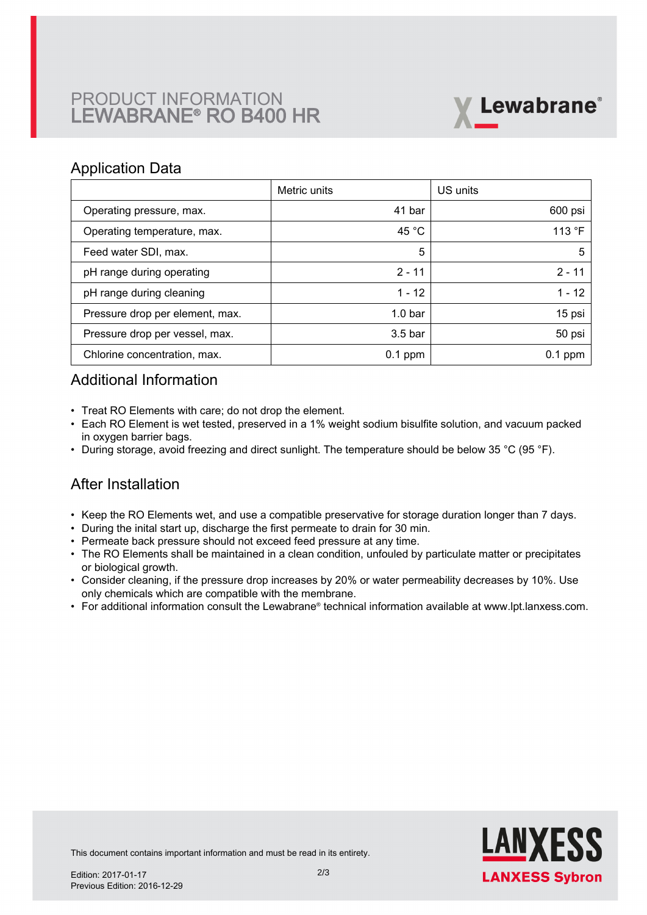# PRODUCT INFORMATION
# LEWABRANE® RO B400 HR

## Application Data

| | Metric units | US units |
|---|---|---|
| Operating pressure, max. | 41 bar | 600 psi |
| Operating temperature, max. | 45 °C | 113 °F |
| Feed water SDI, max. | 5 | 5 |
| pH range during operating | 2 - 11 | 2 - 11 |
| pH range during cleaning | 1 - 12 | 1 - 12 |
| Pressure drop per element, max. | 1.0 bar | 15 psi |
| Pressure drop per vessel, max. | 3.5 bar | 50 psi |
| Chlorine concentration, max. | 0.1 ppm | 0.1 ppm |

## Additional Information

- Treat RO Elements with care; do not drop the element.
- Each RO Element is wet tested, preserved in a 1% weight sodium bisulfite solution, and vacuum packed in oxygen barrier bags.
- During storage, avoid freezing and direct sunlight. The temperature should be below 35 °C (95 °F).

## After Installation

- Keep the RO Elements wet, and use a compatible preservative for storage duration longer than 7 days.
- During the inital start up, discharge the first permeate to drain for 30 min.
- Permeate back pressure should not exceed feed pressure at any time.
- The RO Elements shall be maintained in a clean condition, unfouled by particulate matter or precipitates or biological growth.
- Consider cleaning, if the pressure drop increases by 20% or water permeability decreases by 10%. Use only chemicals which are compatible with the membrane.
- For additional information consult the Lewabrane® technical information available at www.lpt.lanxess.com.

This document contains important information and must be read in its entirety.

Edition: 2017-01-17
Previous Edition: 2016-12-29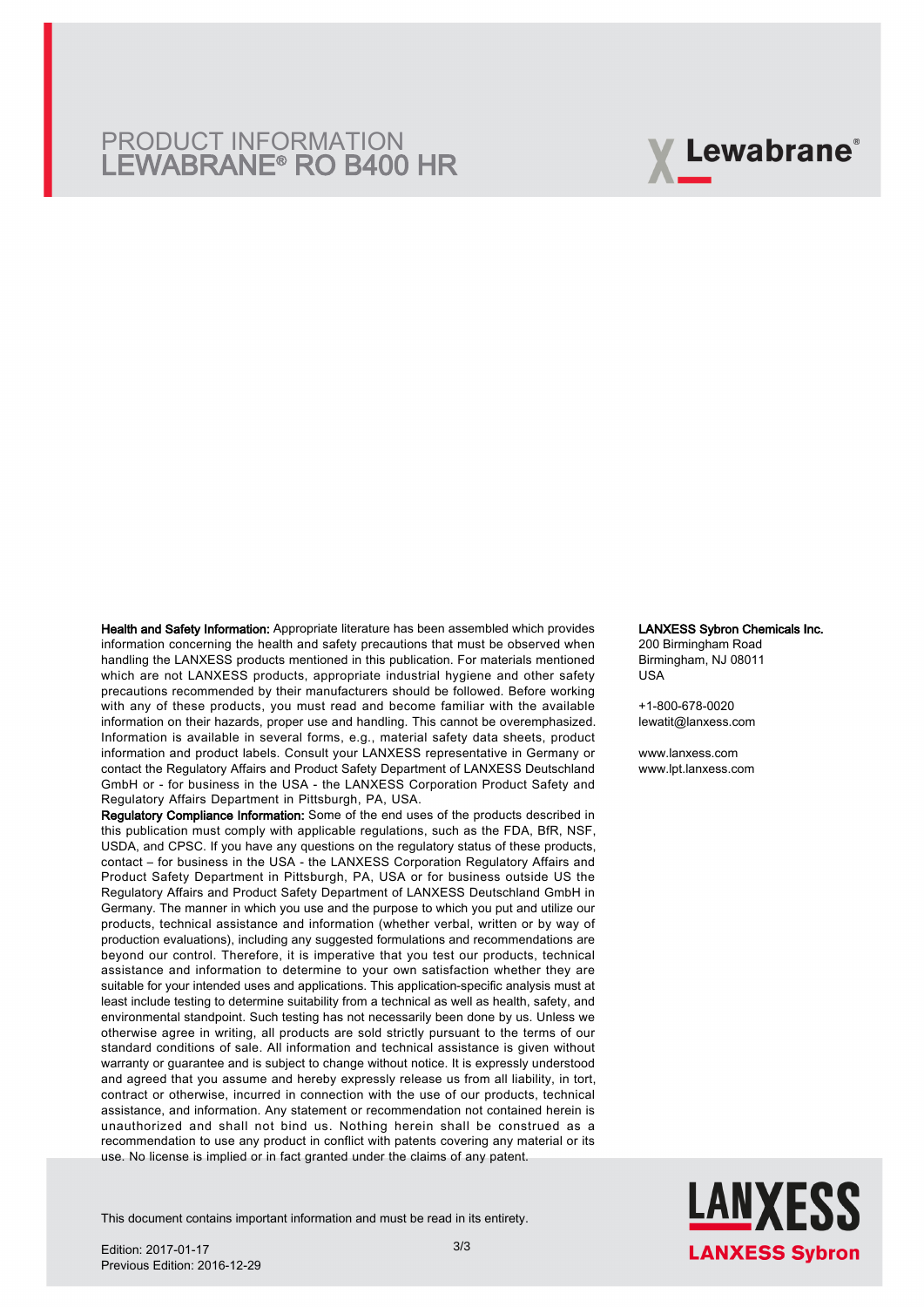# PRODUCT INFORMATION
# LEWABRANE® RO B400 HR

**Health and Safety Information:** Appropriate literature has been assembled which provides information concerning the health and safety precautions that must be observed when handling the LANXESS products mentioned in this publication. For materials mentioned which are not LANXESS products, appropriate industrial hygiene and other safety precautions recommended by their manufacturers should be followed. Before working with any of these products, you must read and become familiar with the available information on their hazards, proper use and handling. This cannot be overemphasized. Information is available in several forms, e.g., material safety data sheets, product information and product labels. Consult your LANXESS representative in Germany or contact the Regulatory Affairs and Product Safety Department of LANXESS Deutschland GmbH or - for business in the USA - the LANXESS Corporation Product Safety and Regulatory Affairs Department in Pittsburgh, PA, USA.

**Regulatory Compliance Information:** Some of the end uses of the products described in this publication must comply with applicable regulations, such as the FDA, BfR, NSF, USDA, and CPSC. If you have any questions on the regulatory status of these products, contact – for business in the USA - the LANXESS Corporation Regulatory Affairs and Product Safety Department in Pittsburgh, PA, USA or for business outside US the Regulatory Affairs and Product Safety Department of LANXESS Deutschland GmbH in Germany. The manner in which you use and the purpose to which you put and utilize our products, technical assistance and information (whether verbal, written or by way of production evaluations), including any suggested formulations and recommendations are beyond our control. Therefore, it is imperative that you test our products, technical assistance and information to determine to your own satisfaction whether they are suitable for your intended uses and applications. This application-specific analysis must at least include testing to determine suitability from a technical as well as health, safety, and environmental standpoint. Such testing has not necessarily been done by us. Unless we otherwise agree in writing, all products are sold strictly pursuant to the terms of our standard conditions of sale. All information and technical assistance is given without warranty or guarantee and is subject to change without notice. It is expressly understood and agreed that you assume and hereby expressly release us from all liability, in tort, contract or otherwise, incurred in connection with the use of our products, technical assistance, and information. Any statement or recommendation not contained herein is unauthorized and shall not bind us. Nothing herein shall be construed as a recommendation to use any product in conflict with patents covering any material or its use. No license is implied or in fact granted under the claims of any patent.

**LANXESS Sybron Chemicals Inc.**
200 Birmingham Road
Birmingham, NJ 08011
USA

+1-800-678-0020
lewatit@lanxess.com

www.lanxess.com
www.lpt.lanxess.com

This document contains important information and must be read in its entirety.

Edition: 2017-01-17
Previous Edition: 2016-12-29